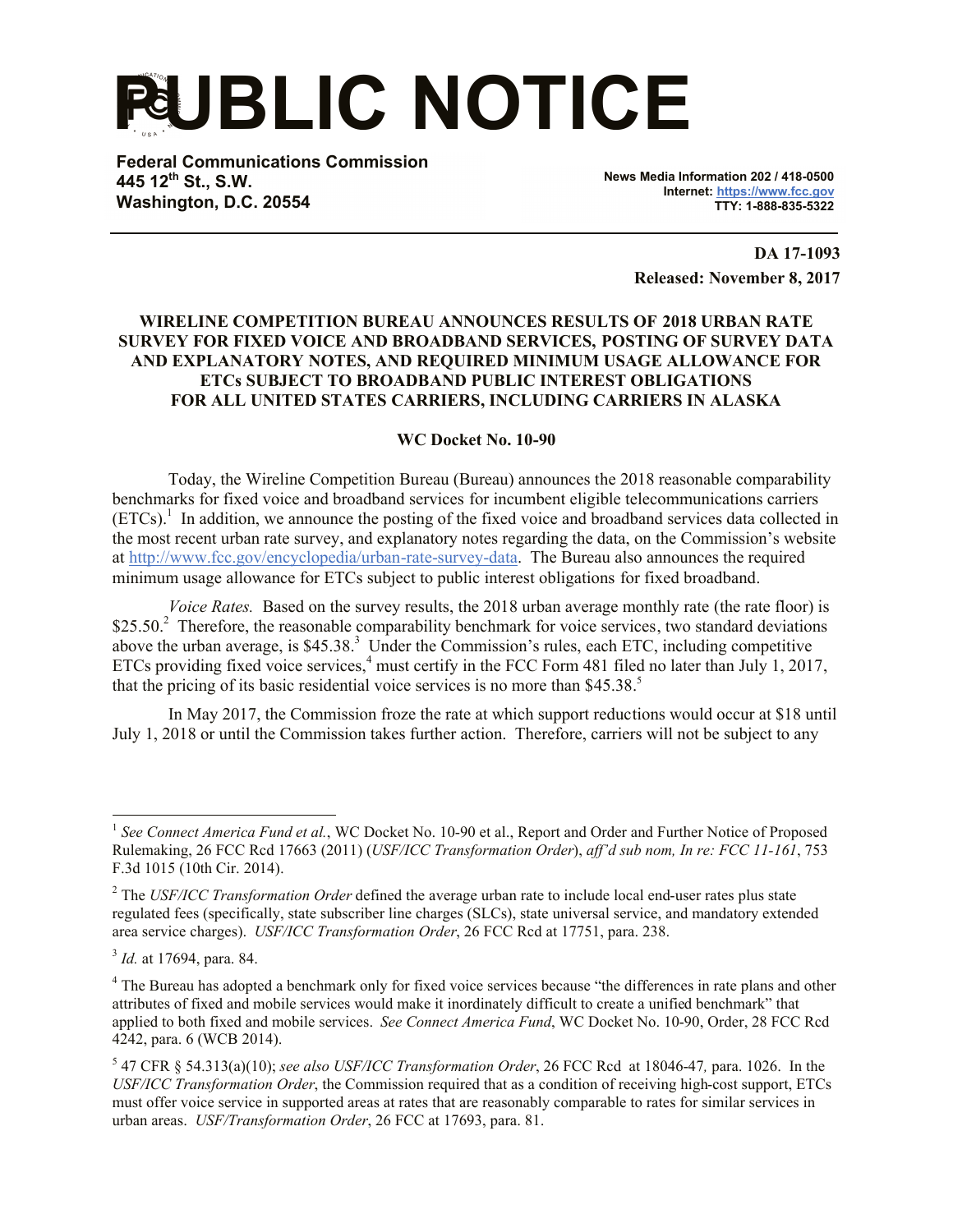# PUBLIC NOTICE

**Federal Communications Commission**
**445 12th St., S.W.**
**Washington, D.C. 20554**

**News Media Information 202 / 418-0500**
**Internet: https://www.fcc.gov**
**TTY: 1-888-835-5322**

**DA 17-1093**
**Released: November 8, 2017**

**WIRELINE COMPETITION BUREAU ANNOUNCES RESULTS OF 2018 URBAN RATE SURVEY FOR FIXED VOICE AND BROADBAND SERVICES, POSTING OF SURVEY DATA AND EXPLANATORY NOTES, AND REQUIRED MINIMUM USAGE ALLOWANCE FOR ETCs SUBJECT TO BROADBAND PUBLIC INTEREST OBLIGATIONS FOR ALL UNITED STATES CARRIERS, INCLUDING CARRIERS IN ALASKA**

**WC Docket No. 10-90**

Today, the Wireline Competition Bureau (Bureau) announces the 2018 reasonable comparability benchmarks for fixed voice and broadband services for incumbent eligible telecommunications carriers (ETCs).[1] In addition, we announce the posting of the fixed voice and broadband services data collected in the most recent urban rate survey, and explanatory notes regarding the data, on the Commission's website at http://www.fcc.gov/encyclopedia/urban-rate-survey-data. The Bureau also announces the required minimum usage allowance for ETCs subject to public interest obligations for fixed broadband.

*Voice Rates.* Based on the survey results, the 2018 urban average monthly rate (the rate floor) is \$25.50.[2] Therefore, the reasonable comparability benchmark for voice services, two standard deviations above the urban average, is \$45.38.[3] Under the Commission's rules, each ETC, including competitive ETCs providing fixed voice services,[4] must certify in the FCC Form 481 filed no later than July 1, 2017, that the pricing of its basic residential voice services is no more than \$45.38.[5]

In May 2017, the Commission froze the rate at which support reductions would occur at \$18 until July 1, 2018 or until the Commission takes further action. Therefore, carriers will not be subject to any

---

[1] *See Connect America Fund et al.*, WC Docket No. 10-90 et al., Report and Order and Further Notice of Proposed Rulemaking, 26 FCC Rcd 17663 (2011) (*USF/ICC Transformation Order*), *aff'd sub nom, In re: FCC 11-161*, 753 F.3d 1015 (10th Cir. 2014).

[2] The *USF/ICC Transformation Order* defined the average urban rate to include local end-user rates plus state regulated fees (specifically, state subscriber line charges (SLCs), state universal service, and mandatory extended area service charges). *USF/ICC Transformation Order*, 26 FCC Rcd at 17751, para. 238.

[3] *Id.* at 17694, para. 84.

[4] The Bureau has adopted a benchmark only for fixed voice services because "the differences in rate plans and other attributes of fixed and mobile services would make it inordinately difficult to create a unified benchmark" that applied to both fixed and mobile services. *See Connect America Fund*, WC Docket No. 10-90, Order, 28 FCC Rcd 4242, para. 6 (WCB 2014).

[5] 47 CFR § 54.313(a)(10); *see also USF/ICC Transformation Order*, 26 FCC Rcd at 18046-47*,* para. 1026. In the *USF/ICC Transformation Order*, the Commission required that as a condition of receiving high-cost support, ETCs must offer voice service in supported areas at rates that are reasonably comparable to rates for similar services in urban areas. *USF/Transformation Order*, 26 FCC at 17693, para. 81.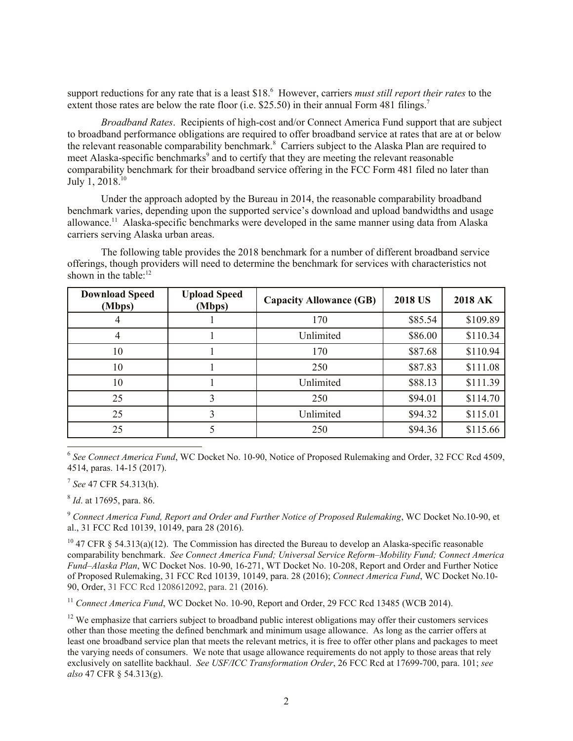support reductions for any rate that is a least $18.[6] However, carriers *must still report their rates* to the extent those rates are below the rate floor (i.e. $25.50) in their annual Form 481 filings.[7]

*Broadband Rates*. Recipients of high-cost and/or Connect America Fund support that are subject to broadband performance obligations are required to offer broadband service at rates that are at or below the relevant reasonable comparability benchmark.[8] Carriers subject to the Alaska Plan are required to meet Alaska-specific benchmarks[9] and to certify that they are meeting the relevant reasonable comparability benchmark for their broadband service offering in the FCC Form 481 filed no later than July 1, 2018.[10]

Under the approach adopted by the Bureau in 2014, the reasonable comparability broadband benchmark varies, depending upon the supported service's download and upload bandwidths and usage allowance.[11] Alaska-specific benchmarks were developed in the same manner using data from Alaska carriers serving Alaska urban areas.

The following table provides the 2018 benchmark for a number of different broadband service offerings, though providers will need to determine the benchmark for services with characteristics not shown in the table:[12]

| Download Speed (Mbps) | Upload Speed (Mbps) | Capacity Allowance (GB) | 2018 US | 2018 AK |
|---|---|---|---|---|
| 4 | 1 | 170 | $85.54 | $109.89 |
| 4 | 1 | Unlimited | $86.00 | $110.34 |
| 10 | 1 | 170 | $87.68 | $110.94 |
| 10 | 1 | 250 | $87.83 | $111.08 |
| 10 | 1 | Unlimited | $88.13 | $111.39 |
| 25 | 3 | 250 | $94.01 | $114.70 |
| 25 | 3 | Unlimited | $94.32 | $115.01 |
| 25 | 5 | 250 | $94.36 | $115.66 |

---

[6] *See Connect America Fund*, WC Docket No. 10-90, Notice of Proposed Rulemaking and Order, 32 FCC Rcd 4509, 4514, paras. 14-15 (2017).

[7] *See* 47 CFR 54.313(h).

[8] *Id*. at 17695, para. 86.

[9] *Connect America Fund, Report and Order and Further Notice of Proposed Rulemaking*, WC Docket No.10-90, et al., 31 FCC Rcd 10139, 10149, para 28 (2016).

[10] 47 CFR § 54.313(a)(12). The Commission has directed the Bureau to develop an Alaska-specific reasonable comparability benchmark. *See Connect America Fund; Universal Service Reform–Mobility Fund; Connect America Fund–Alaska Plan*, WC Docket Nos. 10-90, 16-271, WT Docket No. 10-208, Report and Order and Further Notice of Proposed Rulemaking, 31 FCC Rcd 10139, 10149, para. 28 (2016); *Connect America Fund*, WC Docket No.10-90, Order, 31 FCC Rcd 1208612092, para. 21 (2016).

[11] *Connect America Fund*, WC Docket No. 10-90, Report and Order, 29 FCC Rcd 13485 (WCB 2014).

[12] We emphasize that carriers subject to broadband public interest obligations may offer their customers services other than those meeting the defined benchmark and minimum usage allowance. As long as the carrier offers at least one broadband service plan that meets the relevant metrics, it is free to offer other plans and packages to meet the varying needs of consumers. We note that usage allowance requirements do not apply to those areas that rely exclusively on satellite backhaul. *See USF/ICC Transformation Order*, 26 FCC Rcd at 17699-700, para. 101; *see also* 47 CFR § 54.313(g).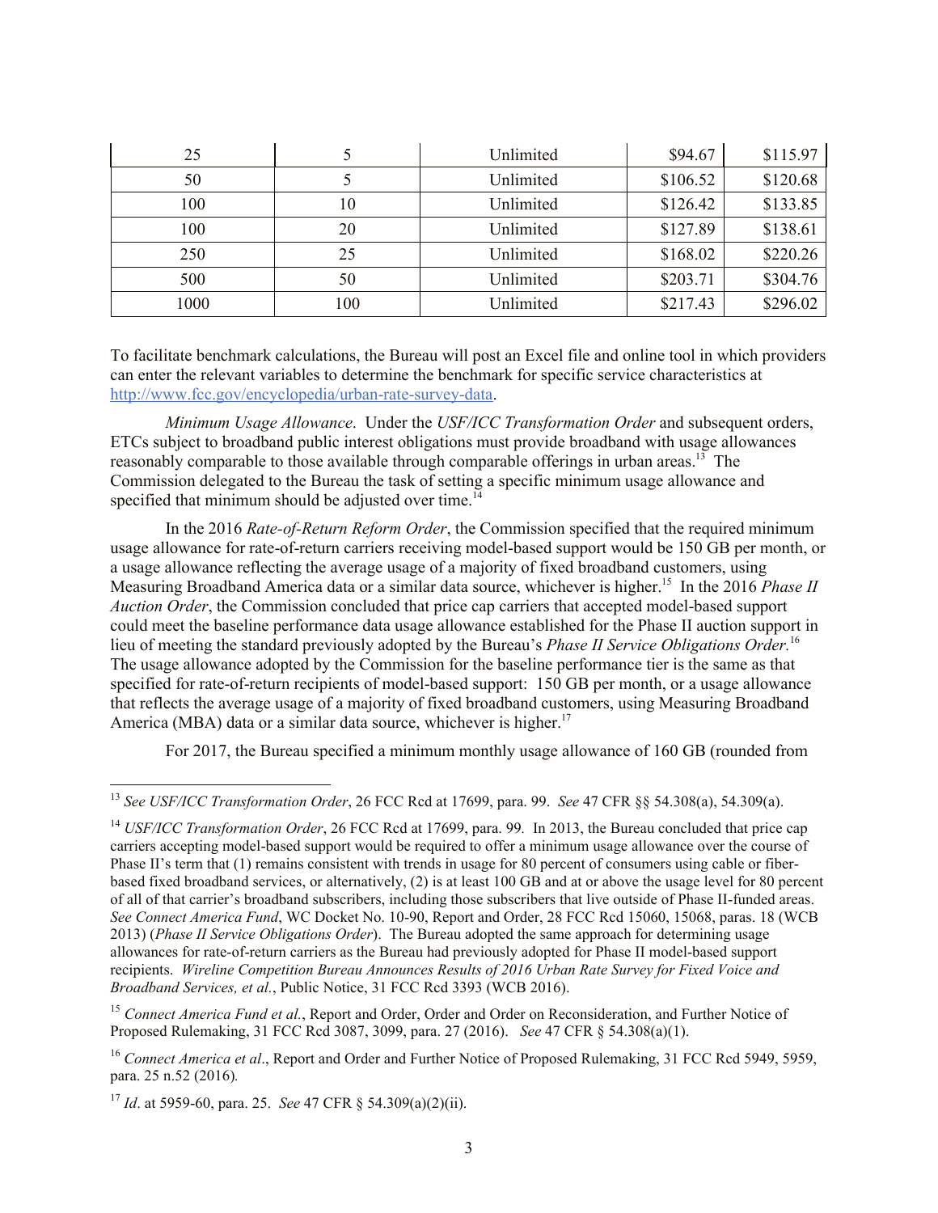| 25 | 5 | Unlimited | $94.67 | $115.97 |
|---|---|---|---|---|
| 50 | 5 | Unlimited | $106.52 | $120.68 |
| 100 | 10 | Unlimited | $126.42 | $133.85 |
| 100 | 20 | Unlimited | $127.89 | $138.61 |
| 250 | 25 | Unlimited | $168.02 | $220.26 |
| 500 | 50 | Unlimited | $203.71 | $304.76 |
| 1000 | 100 | Unlimited | $217.43 | $296.02 |

To facilitate benchmark calculations, the Bureau will post an Excel file and online tool in which providers can enter the relevant variables to determine the benchmark for specific service characteristics at http://www.fcc.gov/encyclopedia/urban-rate-survey-data.

*Minimum Usage Allowance*. Under the *USF/ICC Transformation Order* and subsequent orders, ETCs subject to broadband public interest obligations must provide broadband with usage allowances reasonably comparable to those available through comparable offerings in urban areas.[13] The Commission delegated to the Bureau the task of setting a specific minimum usage allowance and specified that minimum should be adjusted over time.[14]

In the 2016 *Rate-of-Return Reform Order*, the Commission specified that the required minimum usage allowance for rate-of-return carriers receiving model-based support would be 150 GB per month, or a usage allowance reflecting the average usage of a majority of fixed broadband customers, using Measuring Broadband America data or a similar data source, whichever is higher.[15] In the 2016 *Phase II Auction Order*, the Commission concluded that price cap carriers that accepted model-based support could meet the baseline performance data usage allowance established for the Phase II auction support in lieu of meeting the standard previously adopted by the Bureau's *Phase II Service Obligations Order.*[16] The usage allowance adopted by the Commission for the baseline performance tier is the same as that specified for rate-of-return recipients of model-based support: 150 GB per month, or a usage allowance that reflects the average usage of a majority of fixed broadband customers, using Measuring Broadband America (MBA) data or a similar data source, whichever is higher.[17]

For 2017, the Bureau specified a minimum monthly usage allowance of 160 GB (rounded from

---

[13] *See USF/ICC Transformation Order*, 26 FCC Rcd at 17699, para. 99. *See* 47 CFR §§ 54.308(a), 54.309(a).

[14] *USF/ICC Transformation Order*, 26 FCC Rcd at 17699, para. 99. In 2013, the Bureau concluded that price cap carriers accepting model-based support would be required to offer a minimum usage allowance over the course of Phase II's term that (1) remains consistent with trends in usage for 80 percent of consumers using cable or fiber-based fixed broadband services, or alternatively, (2) is at least 100 GB and at or above the usage level for 80 percent of all of that carrier's broadband subscribers, including those subscribers that live outside of Phase II-funded areas. *See Connect America Fund*, WC Docket No. 10-90, Report and Order, 28 FCC Rcd 15060, 15068, paras. 18 (WCB 2013) (*Phase II Service Obligations Order*). The Bureau adopted the same approach for determining usage allowances for rate-of-return carriers as the Bureau had previously adopted for Phase II model-based support recipients. *Wireline Competition Bureau Announces Results of 2016 Urban Rate Survey for Fixed Voice and Broadband Services, et al.*, Public Notice, 31 FCC Rcd 3393 (WCB 2016).

[15] *Connect America Fund et al.*, Report and Order, Order and Order on Reconsideration, and Further Notice of Proposed Rulemaking, 31 FCC Rcd 3087, 3099, para. 27 (2016). *See* 47 CFR § 54.308(a)(1).

[16] *Connect America et al*., Report and Order and Further Notice of Proposed Rulemaking, 31 FCC Rcd 5949, 5959, para. 25 n.52 (2016)*.*

[17] *Id*. at 5959-60, para. 25. *See* 47 CFR § 54.309(a)(2)(ii).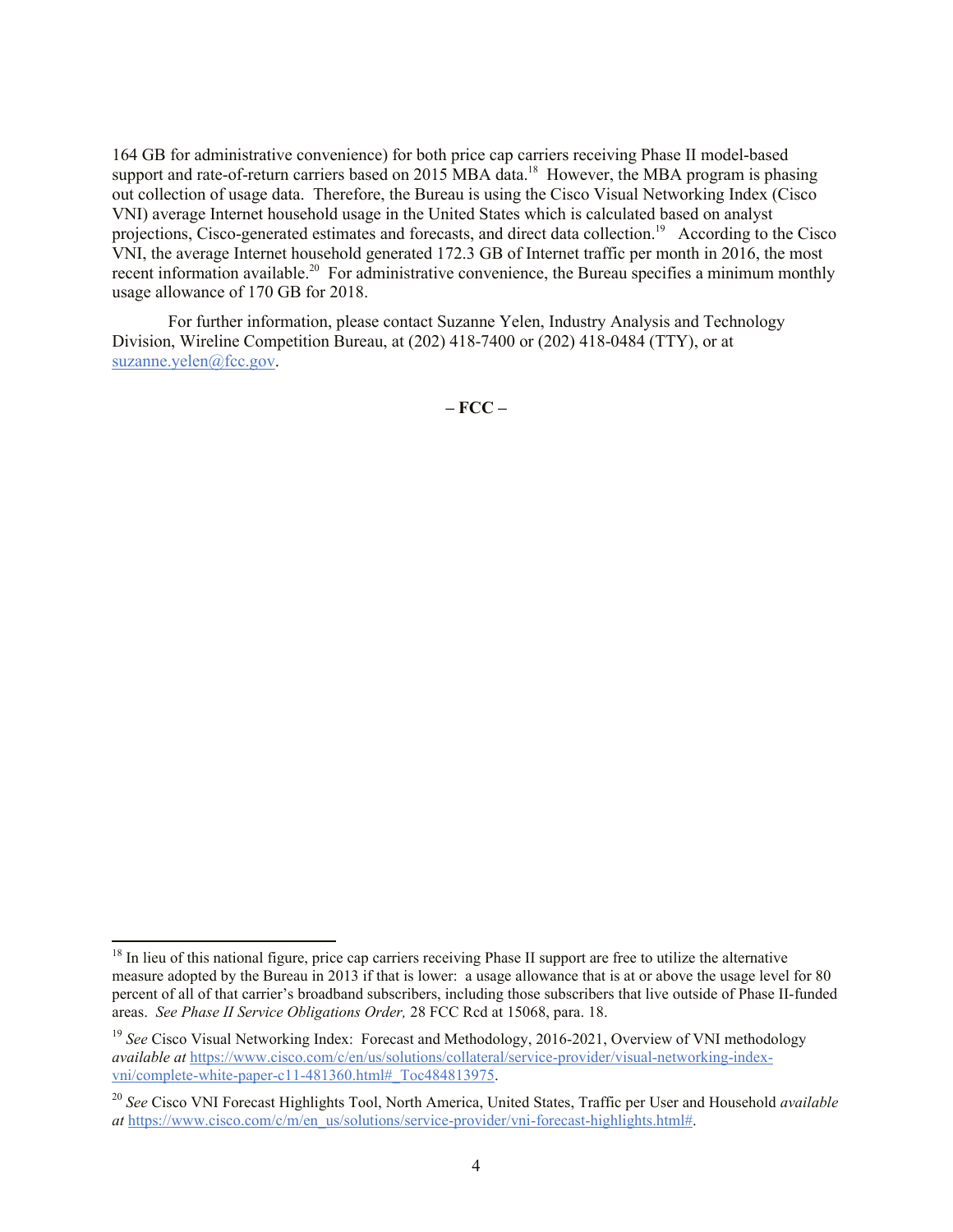164 GB for administrative convenience) for both price cap carriers receiving Phase II model-based support and rate-of-return carriers based on 2015 MBA data.[18] However, the MBA program is phasing out collection of usage data. Therefore, the Bureau is using the Cisco Visual Networking Index (Cisco VNI) average Internet household usage in the United States which is calculated based on analyst projections, Cisco-generated estimates and forecasts, and direct data collection.[19] According to the Cisco VNI, the average Internet household generated 172.3 GB of Internet traffic per month in 2016, the most recent information available.[20] For administrative convenience, the Bureau specifies a minimum monthly usage allowance of 170 GB for 2018.

For further information, please contact Suzanne Yelen, Industry Analysis and Technology Division, Wireline Competition Bureau, at (202) 418-7400 or (202) 418-0484 (TTY), or at suzanne.yelen@fcc.gov.

**– FCC –**

---

[18] In lieu of this national figure, price cap carriers receiving Phase II support are free to utilize the alternative measure adopted by the Bureau in 2013 if that is lower: a usage allowance that is at or above the usage level for 80 percent of all of that carrier's broadband subscribers, including those subscribers that live outside of Phase II-funded areas. *See Phase II Service Obligations Order,* 28 FCC Rcd at 15068, para. 18.

[19] *See* Cisco Visual Networking Index: Forecast and Methodology, 2016-2021, Overview of VNI methodology *available at* https://www.cisco.com/c/en/us/solutions/collateral/service-provider/visual-networking-index-vni/complete-white-paper-c11-481360.html#_Toc484813975.

[20] *See* Cisco VNI Forecast Highlights Tool, North America, United States, Traffic per User and Household *available at* https://www.cisco.com/c/m/en_us/solutions/service-provider/vni-forecast-highlights.html#.